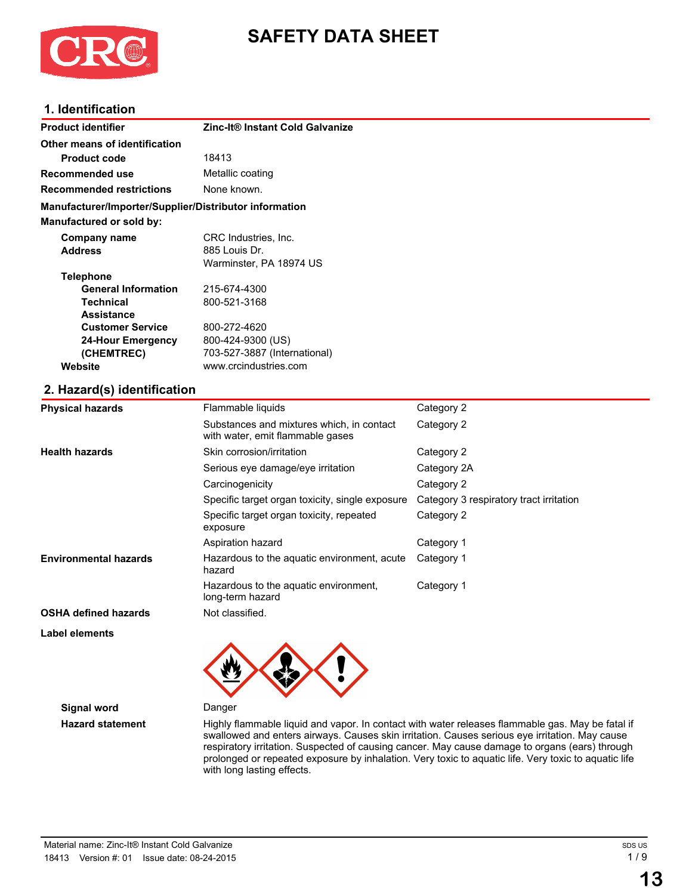# SAFETY DATA SHEET

## 1. Identification

| | |
|---|---|
| **Product identifier** | **Zinc-It® Instant Cold Galvanize** |
| **Other means of identification** | |
| **Product code** | 18413 |
| **Recommended use** | Metallic coating |
| **Recommended restrictions** | None known. |

**Manufacturer/Importer/Supplier/Distributor information**

**Manufactured or sold by:**

| | |
|---|---|
| **Company name** | CRC Industries, Inc. |
| **Address** | 885 Louis Dr.<br>Warminster, PA 18974 US |
| **Telephone** | |
| **General Information** | 215-674-4300 |
| **Technical Assistance** | 800-521-3168 |
| **Customer Service** | 800-272-4620 |
| **24-Hour Emergency (CHEMTREC)** | 800-424-9300 (US)<br>703-527-3887 (International) |
| **Website** | www.crcindustries.com |

## 2. Hazard(s) identification

| | | |
|---|---|---|
| **Physical hazards** | Flammable liquids | Category 2 |
| | Substances and mixtures which, in contact with water, emit flammable gases | Category 2 |
| **Health hazards** | Skin corrosion/irritation | Category 2 |
| | Serious eye damage/eye irritation | Category 2A |
| | Carcinogenicity | Category 2 |
| | Specific target organ toxicity, single exposure | Category 3 respiratory tract irritation |
| | Specific target organ toxicity, repeated exposure | Category 2 |
| | Aspiration hazard | Category 1 |
| **Environmental hazards** | Hazardous to the aquatic environment, acute hazard | Category 1 |
| | Hazardous to the aquatic environment, long-term hazard | Category 1 |
| **OSHA defined hazards** | Not classified. | |

**Label elements**

**Signal word** Danger

**Hazard statement** Highly flammable liquid and vapor. In contact with water releases flammable gas. May be fatal if swallowed and enters airways. Causes skin irritation. Causes serious eye irritation. May cause respiratory irritation. Suspected of causing cancer. May cause damage to organs (ears) through prolonged or repeated exposure by inhalation. Very toxic to aquatic life. Very toxic to aquatic life with long lasting effects.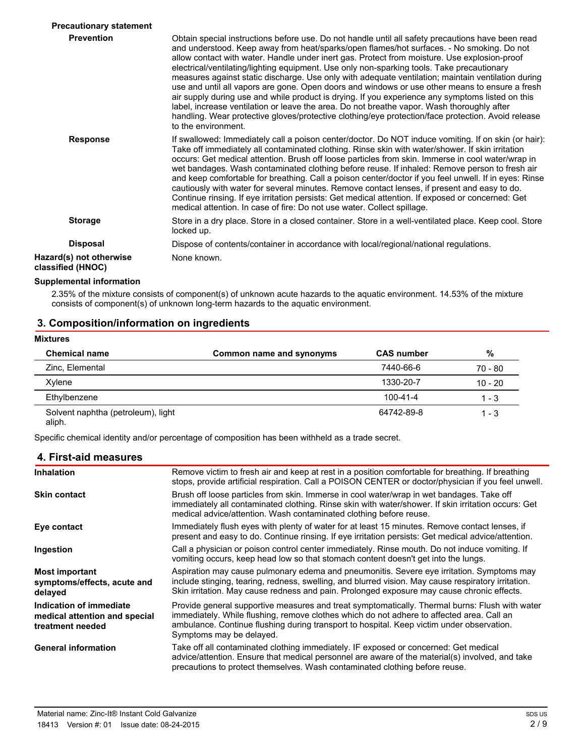**Precautionary statement**

| | |
|---|---|
| **Prevention** | Obtain special instructions before use. Do not handle until all safety precautions have been read and understood. Keep away from heat/sparks/open flames/hot surfaces. - No smoking. Do not allow contact with water. Handle under inert gas. Protect from moisture. Use explosion-proof electrical/ventilating/lighting equipment. Use only non-sparking tools. Take precautionary measures against static discharge. Use only with adequate ventilation; maintain ventilation during use and until all vapors are gone. Open doors and windows or use other means to ensure a fresh air supply during use and while product is drying. If you experience any symptoms listed on this label, increase ventilation or leave the area. Do not breathe vapor. Wash thoroughly after handling. Wear protective gloves/protective clothing/eye protection/face protection. Avoid release to the environment. |
| **Response** | If swallowed: Immediately call a poison center/doctor. Do NOT induce vomiting. If on skin (or hair): Take off immediately all contaminated clothing. Rinse skin with water/shower. If skin irritation occurs: Get medical attention. Brush off loose particles from skin. Immerse in cool water/wrap in wet bandages. Wash contaminated clothing before reuse. If inhaled: Remove person to fresh air and keep comfortable for breathing. Call a poison center/doctor if you feel unwell. If in eyes: Rinse cautiously with water for several minutes. Remove contact lenses, if present and easy to do. Continue rinsing. If eye irritation persists: Get medical attention. If exposed or concerned: Get medical attention. In case of fire: Do not use water. Collect spillage. |
| **Storage** | Store in a dry place. Store in a closed container. Store in a well-ventilated place. Keep cool. Store locked up. |
| **Disposal** | Dispose of contents/container in accordance with local/regional/national regulations. |
| **Hazard(s) not otherwise classified (HNOC)** | None known. |

**Supplemental information**

2.35% of the mixture consists of component(s) of unknown acute hazards to the aquatic environment. 14.53% of the mixture consists of component(s) of unknown long-term hazards to the aquatic environment.

## 3. Composition/information on ingredients

**Mixtures**

| Chemical name | Common name and synonyms | CAS number | % |
|---|---|---|---|
| Zinc, Elemental | | 7440-66-6 | 70 - 80 |
| Xylene | | 1330-20-7 | 10 - 20 |
| Ethylbenzene | | 100-41-4 | 1 - 3 |
| Solvent naphtha (petroleum), light aliph. | | 64742-89-8 | 1 - 3 |

Specific chemical identity and/or percentage of composition has been withheld as a trade secret.

## 4. First-aid measures

| | |
|---|---|
| **Inhalation** | Remove victim to fresh air and keep at rest in a position comfortable for breathing. If breathing stops, provide artificial respiration. Call a POISON CENTER or doctor/physician if you feel unwell. |
| **Skin contact** | Brush off loose particles from skin. Immerse in cool water/wrap in wet bandages. Take off immediately all contaminated clothing. Rinse skin with water/shower. If skin irritation occurs: Get medical advice/attention. Wash contaminated clothing before reuse. |
| **Eye contact** | Immediately flush eyes with plenty of water for at least 15 minutes. Remove contact lenses, if present and easy to do. Continue rinsing. If eye irritation persists: Get medical advice/attention. |
| **Ingestion** | Call a physician or poison control center immediately. Rinse mouth. Do not induce vomiting. If vomiting occurs, keep head low so that stomach content doesn't get into the lungs. |
| **Most important symptoms/effects, acute and delayed** | Aspiration may cause pulmonary edema and pneumonitis. Severe eye irritation. Symptoms may include stinging, tearing, redness, swelling, and blurred vision. May cause respiratory irritation. Skin irritation. May cause redness and pain. Prolonged exposure may cause chronic effects. |
| **Indication of immediate medical attention and special treatment needed** | Provide general supportive measures and treat symptomatically. Thermal burns: Flush with water immediately. While flushing, remove clothes which do not adhere to affected area. Call an ambulance. Continue flushing during transport to hospital. Keep victim under observation. Symptoms may be delayed. |
| **General information** | Take off all contaminated clothing immediately. IF exposed or concerned: Get medical advice/attention. Ensure that medical personnel are aware of the material(s) involved, and take precautions to protect themselves. Wash contaminated clothing before reuse. |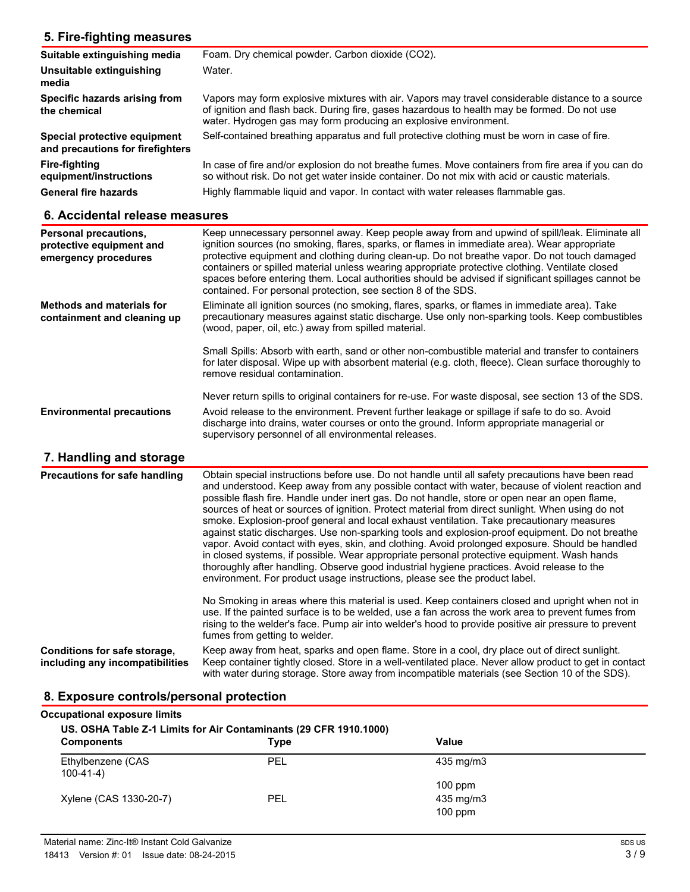## 5. Fire-fighting measures

| | |
|---|---|
| **Suitable extinguishing media** | Foam. Dry chemical powder. Carbon dioxide ($CO_2$). |
| **Unsuitable extinguishing media** | Water. |
| **Specific hazards arising from the chemical** | Vapors may form explosive mixtures with air. Vapors may travel considerable distance to a source of ignition and flash back. During fire, gases hazardous to health may be formed. Do not use water. Hydrogen gas may form producing an explosive environment. |
| **Special protective equipment and precautions for firefighters** | Self-contained breathing apparatus and full protective clothing must be worn in case of fire. |
| **Fire-fighting equipment/instructions** | In case of fire and/or explosion do not breathe fumes. Move containers from fire area if you can do so without risk. Do not get water inside container. Do not mix with acid or caustic materials. |
| **General fire hazards** | Highly flammable liquid and vapor. In contact with water releases flammable gas. |

## 6. Accidental release measures

| | |
|---|---|
| **Personal precautions, protective equipment and emergency procedures** | Keep unnecessary personnel away. Keep people away from and upwind of spill/leak. Eliminate all ignition sources (no smoking, flares, sparks, or flames in immediate area). Wear appropriate protective equipment and clothing during clean-up. Do not breathe vapor. Do not touch damaged containers or spilled material unless wearing appropriate protective clothing. Ventilate closed spaces before entering them. Local authorities should be advised if significant spillages cannot be contained. For personal protection, see section 8 of the SDS. |
| **Methods and materials for containment and cleaning up** | Eliminate all ignition sources (no smoking, flares, sparks, or flames in immediate area). Take precautionary measures against static discharge. Use only non-sparking tools. Keep combustibles (wood, paper, oil, etc.) away from spilled material.<br><br>Small Spills: Absorb with earth, sand or other non-combustible material and transfer to containers for later disposal. Wipe up with absorbent material (e.g. cloth, fleece). Clean surface thoroughly to remove residual contamination.<br><br>Never return spills to original containers for re-use. For waste disposal, see section 13 of the SDS. |
| **Environmental precautions** | Avoid release to the environment. Prevent further leakage or spillage if safe to do so. Avoid discharge into drains, water courses or onto the ground. Inform appropriate managerial or supervisory personnel of all environmental releases. |

## 7. Handling and storage

| | |
|---|---|
| **Precautions for safe handling** | Obtain special instructions before use. Do not handle until all safety precautions have been read and understood. Keep away from any possible contact with water, because of violent reaction and possible flash fire. Handle under inert gas. Do not handle, store or open near an open flame, sources of heat or sources of ignition. Protect material from direct sunlight. When using do not smoke. Explosion-proof general and local exhaust ventilation. Take precautionary measures against static discharges. Use non-sparking tools and explosion-proof equipment. Do not breathe vapor. Avoid contact with eyes, skin, and clothing. Avoid prolonged exposure. Should be handled in closed systems, if possible. Wear appropriate personal protective equipment. Wash hands thoroughly after handling. Observe good industrial hygiene practices. Avoid release to the environment. For product usage instructions, please see the product label.<br><br>No Smoking in areas where this material is used. Keep containers closed and upright when not in use. If the painted surface is to be welded, use a fan across the work area to prevent fumes from rising to the welder's face. Pump air into welder's hood to provide positive air pressure to prevent fumes from getting to welder. |
| **Conditions for safe storage, including any incompatibilities** | Keep away from heat, sparks and open flame. Store in a cool, dry place out of direct sunlight. Keep container tightly closed. Store in a well-ventilated place. Never allow product to get in contact with water during storage. Store away from incompatible materials (see Section 10 of the SDS). |

## 8. Exposure controls/personal protection

**Occupational exposure limits**

**US. OSHA Table Z-1 Limits for Air Contaminants (29 CFR 1910.1000)**

| Components | Type | Value |
|---|---|---|
| Ethylbenzene (CAS 100-41-4) | PEL | 435 mg/m3 |
| | | 100 ppm |
| Xylene (CAS 1330-20-7) | PEL | 435 mg/m3 |
| | | 100 ppm |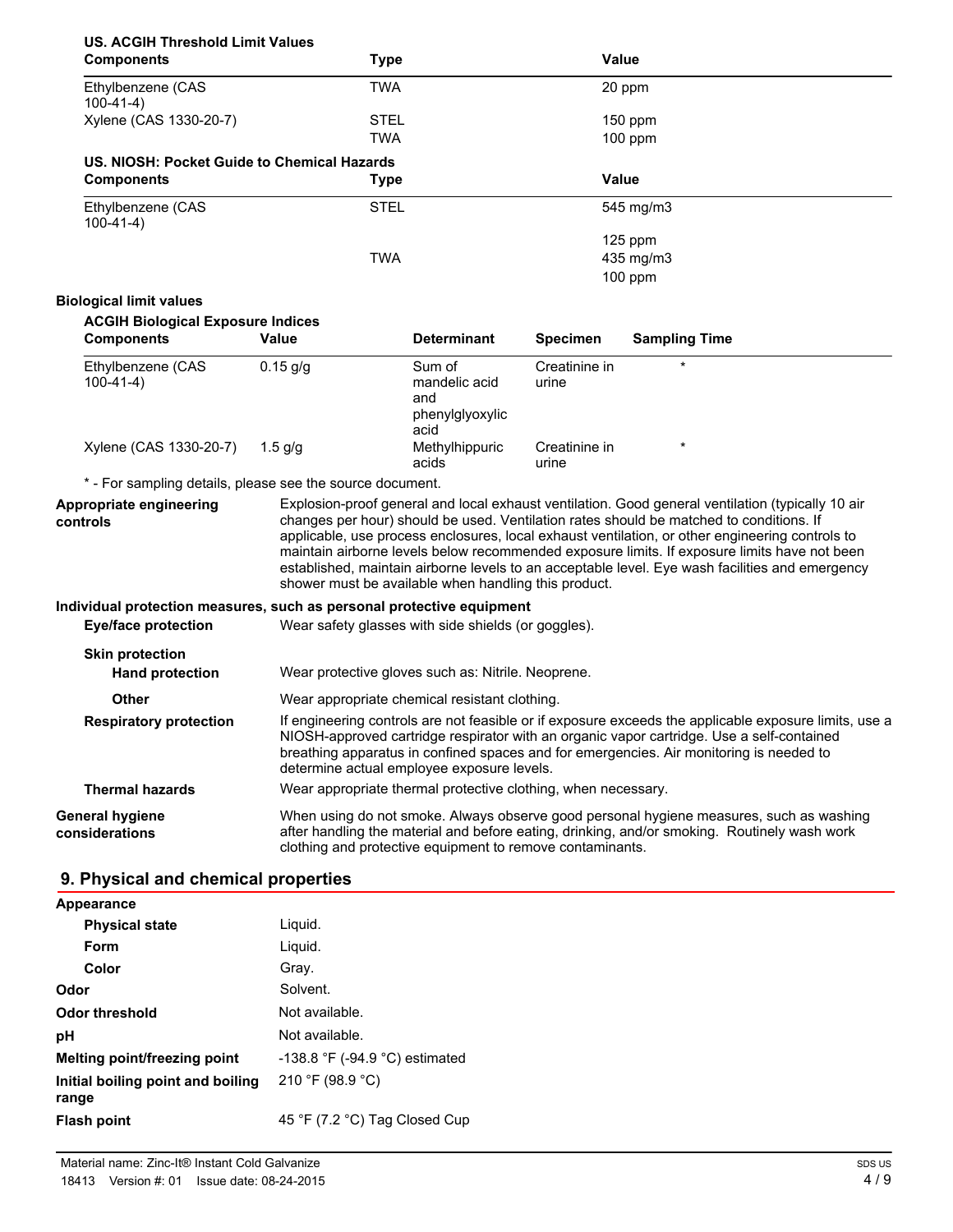**US. ACGIH Threshold Limit Values**

| Components | Type | Value |
|---|---|---|
| Ethylbenzene (CAS 100-41-4) | TWA | 20 ppm |
| Xylene (CAS 1330-20-7) | STEL | 150 ppm |
| | TWA | 100 ppm |

**US. NIOSH: Pocket Guide to Chemical Hazards**

| Components | Type | Value |
|---|---|---|
| Ethylbenzene (CAS 100-41-4) | STEL | 545 mg/m3 |
| | | 125 ppm |
| | TWA | 435 mg/m3 |
| | | 100 ppm |

**Biological limit values**

**ACGIH Biological Exposure Indices**

| Components | Value | Determinant | Specimen | Sampling Time |
|---|---|---|---|---|
| Ethylbenzene (CAS 100-41-4) | 0.15 g/g | Sum of mandelic acid and phenylglyoxylic acid | Creatinine in urine | * |
| Xylene (CAS 1330-20-7) | 1.5 g/g | Methylhippuric acids | Creatinine in urine | * |

* - For sampling details, please see the source document.

**Appropriate engineering controls** Explosion-proof general and local exhaust ventilation. Good general ventilation (typically 10 air changes per hour) should be used. Ventilation rates should be matched to conditions. If applicable, use process enclosures, local exhaust ventilation, or other engineering controls to maintain airborne levels below recommended exposure limits. If exposure limits have not been established, maintain airborne levels to an acceptable level. Eye wash facilities and emergency shower must be available when handling this product.

**Individual protection measures, such as personal protective equipment**

**Eye/face protection** Wear safety glasses with side shields (or goggles).

**Skin protection**

**Hand protection** Wear protective gloves such as: Nitrile. Neoprene.

**Other** Wear appropriate chemical resistant clothing.

**Respiratory protection** If engineering controls are not feasible or if exposure exceeds the applicable exposure limits, use a NIOSH-approved cartridge respirator with an organic vapor cartridge. Use a self-contained breathing apparatus in confined spaces and for emergencies. Air monitoring is needed to determine actual employee exposure levels.

**Thermal hazards** Wear appropriate thermal protective clothing, when necessary.

**General hygiene considerations** When using do not smoke. Always observe good personal hygiene measures, such as washing after handling the material and before eating, drinking, and/or smoking. Routinely wash work clothing and protective equipment to remove contaminants.

## 9. Physical and chemical properties

**Appearance**

**Physical state** Liquid.

**Form** Liquid.

**Color** Gray.

**Odor** Solvent.

**Odor threshold** Not available.

**pH** Not available.

**Melting point/freezing point** -138.8 °F (-94.9 °C) estimated

**Initial boiling point and boiling range** 210 °F (98.9 °C)

**Flash point** 45 °F (7.2 °C) Tag Closed Cup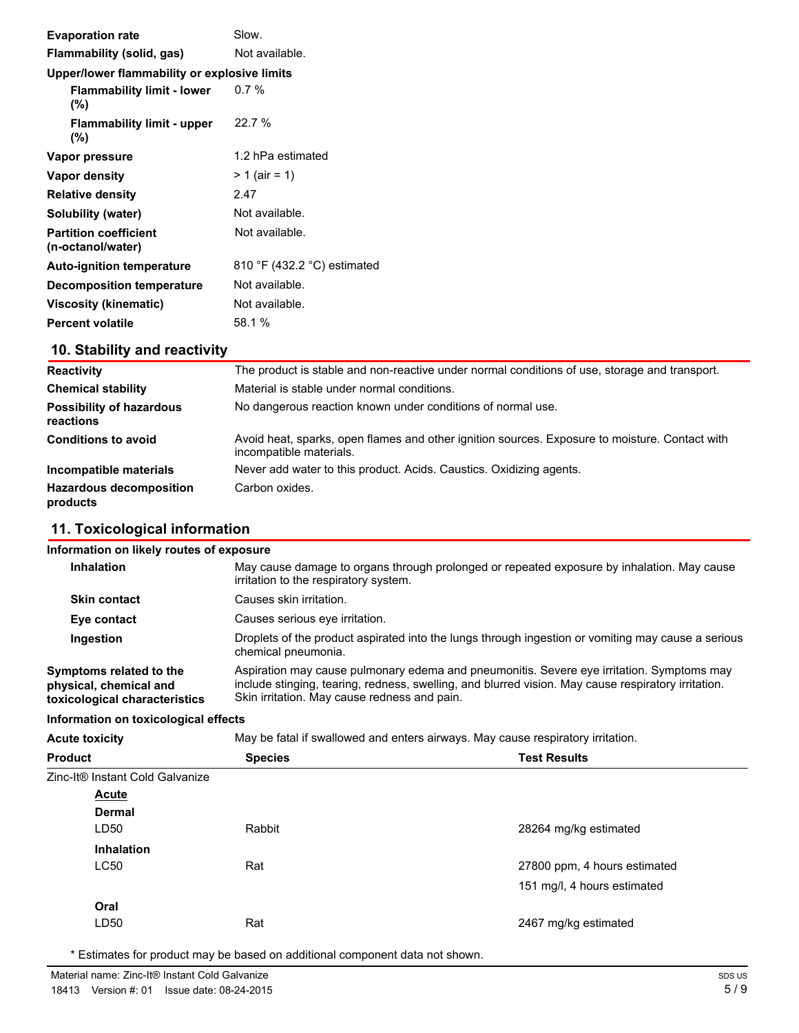| | |
|---|---|
| **Evaporation rate** | Slow. |
| **Flammability (solid, gas)** | Not available. |
| **Upper/lower flammability or explosive limits** | |
| **Flammability limit - lower (%)** | 0.7 % |
| **Flammability limit - upper (%)** | 22.7 % |
| **Vapor pressure** | 1.2 hPa estimated |
| **Vapor density** | > 1 (air = 1) |
| **Relative density** | 2.47 |
| **Solubility (water)** | Not available. |
| **Partition coefficient (n-octanol/water)** | Not available. |
| **Auto-ignition temperature** | 810 °F (432.2 °C) estimated |
| **Decomposition temperature** | Not available. |
| **Viscosity (kinematic)** | Not available. |
| **Percent volatile** | 58.1 % |

## 10. Stability and reactivity

| | |
|---|---|
| **Reactivity** | The product is stable and non-reactive under normal conditions of use, storage and transport. |
| **Chemical stability** | Material is stable under normal conditions. |
| **Possibility of hazardous reactions** | No dangerous reaction known under conditions of normal use. |
| **Conditions to avoid** | Avoid heat, sparks, open flames and other ignition sources. Exposure to moisture. Contact with incompatible materials. |
| **Incompatible materials** | Never add water to this product. Acids. Caustics. Oxidizing agents. |
| **Hazardous decomposition products** | Carbon oxides. |

## 11. Toxicological information

**Information on likely routes of exposure**

| | |
|---|---|
| **Inhalation** | May cause damage to organs through prolonged or repeated exposure by inhalation. May cause irritation to the respiratory system. |
| **Skin contact** | Causes skin irritation. |
| **Eye contact** | Causes serious eye irritation. |
| **Ingestion** | Droplets of the product aspirated into the lungs through ingestion or vomiting may cause a serious chemical pneumonia. |
| **Symptoms related to the physical, chemical and toxicological characteristics** | Aspiration may cause pulmonary edema and pneumonitis. Severe eye irritation. Symptoms may include stinging, tearing, redness, swelling, and blurred vision. May cause respiratory irritation. Skin irritation. May cause redness and pain. |

**Information on toxicological effects**

| | |
|---|---|
| **Acute toxicity** | May be fatal if swallowed and enters airways. May cause respiratory irritation. |

| Product | Species | Test Results |
|---|---|---|
| Zinc-It® Instant Cold Galvanize | | |
| **Acute** | | |
| **Dermal** | | |
| LD50 | Rabbit | 28264 mg/kg estimated |
| **Inhalation** | | |
| LC50 | Rat | 27800 ppm, 4 hours estimated |
| | | 151 mg/l, 4 hours estimated |
| **Oral** | | |
| LD50 | Rat | 2467 mg/kg estimated |

* Estimates for product may be based on additional component data not shown.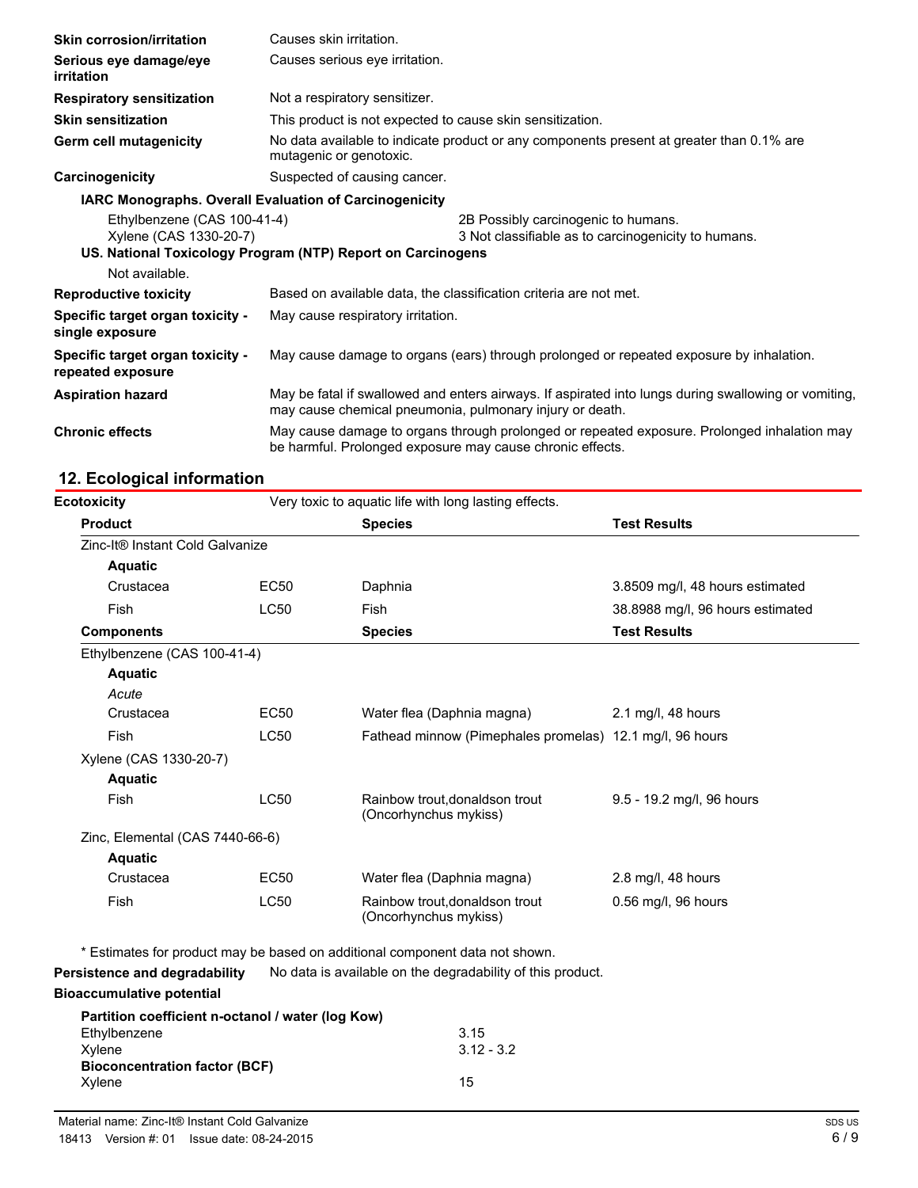| | |
|---|---|
| **Skin corrosion/irritation** | Causes skin irritation. |
| **Serious eye damage/eye irritation** | Causes serious eye irritation. |
| **Respiratory sensitization** | Not a respiratory sensitizer. |
| **Skin sensitization** | This product is not expected to cause skin sensitization. |
| **Germ cell mutagenicity** | No data available to indicate product or any components present at greater than 0.1% are mutagenic or genotoxic. |
| **Carcinogenicity** | Suspected of causing cancer. |

**IARC Monographs. Overall Evaluation of Carcinogenicity**

| | |
|---|---|
| Ethylbenzene (CAS 100-41-4) | 2B Possibly carcinogenic to humans. |
| Xylene (CAS 1330-20-7) | 3 Not classifiable as to carcinogenicity to humans. |

**US. National Toxicology Program (NTP) Report on Carcinogens**

Not available.

| | |
|---|---|
| **Reproductive toxicity** | Based on available data, the classification criteria are not met. |
| **Specific target organ toxicity - single exposure** | May cause respiratory irritation. |
| **Specific target organ toxicity - repeated exposure** | May cause damage to organs (ears) through prolonged or repeated exposure by inhalation. |
| **Aspiration hazard** | May be fatal if swallowed and enters airways. If aspirated into lungs during swallowing or vomiting, may cause chemical pneumonia, pulmonary injury or death. |
| **Chronic effects** | May cause damage to organs through prolonged or repeated exposure. Prolonged inhalation may be harmful. Prolonged exposure may cause chronic effects. |

## 12. Ecological information

**Ecotoxicity** Very toxic to aquatic life with long lasting effects.

| **Product** | | **Species** | **Test Results** |
|---|---|---|---|
| Zinc-It® Instant Cold Galvanize | | | |
| **Aquatic** | | | |
| Crustacea | EC50 | Daphnia | 3.8509 mg/l, 48 hours estimated |
| Fish | LC50 | Fish | 38.8988 mg/l, 96 hours estimated |
| **Components** | | **Species** | **Test Results** |
| Ethylbenzene (CAS 100-41-4) | | | |
| **Aquatic** | | | |
| *Acute* | | | |
| Crustacea | EC50 | Water flea (Daphnia magna) | 2.1 mg/l, 48 hours |
| Fish | LC50 | Fathead minnow (Pimephales promelas) | 12.1 mg/l, 96 hours |
| Xylene (CAS 1330-20-7) | | | |
| **Aquatic** | | | |
| Fish | LC50 | Rainbow trout,donaldson trout (Oncorhynchus mykiss) | 9.5 - 19.2 mg/l, 96 hours |
| Zinc, Elemental (CAS 7440-66-6) | | | |
| **Aquatic** | | | |
| Crustacea | EC50 | Water flea (Daphnia magna) | 2.8 mg/l, 48 hours |
| Fish | LC50 | Rainbow trout,donaldson trout (Oncorhynchus mykiss) | 0.56 mg/l, 96 hours |

* Estimates for product may be based on additional component data not shown.

**Persistence and degradability** No data is available on the degradability of this product.

**Bioaccumulative potential**

**Partition coefficient n-octanol / water (log Kow)**

| | |
|---|---|
| Ethylbenzene | 3.15 |
| Xylene | 3.12 - 3.2 |

**Bioconcentration factor (BCF)**

| | |
|---|---|
| Xylene | 15 |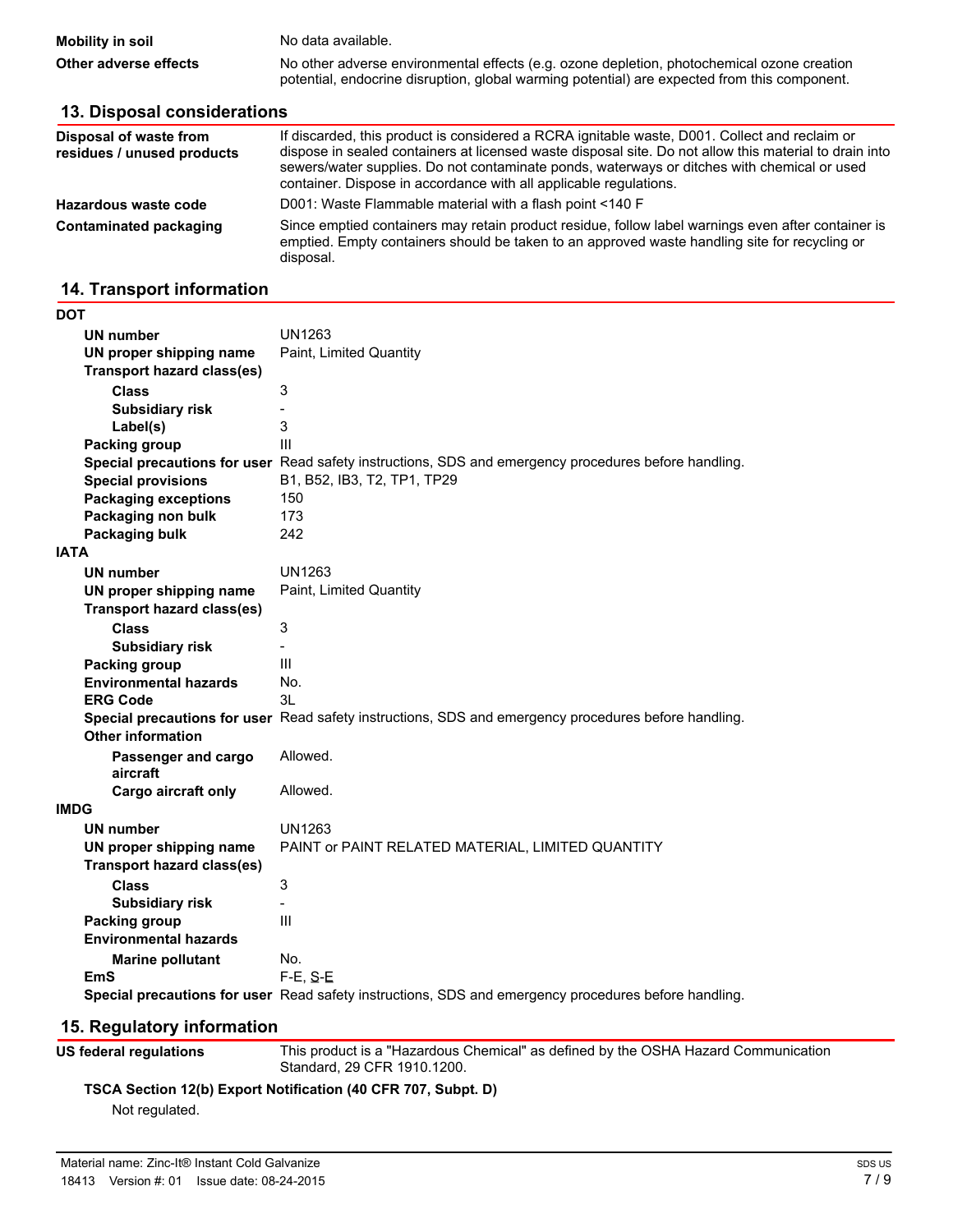| | |
|---|---|
| **Mobility in soil** | No data available. |
| **Other adverse effects** | No other adverse environmental effects (e.g. ozone depletion, photochemical ozone creation potential, endocrine disruption, global warming potential) are expected from this component. |

## 13. Disposal considerations

| | |
|---|---|
| **Disposal of waste from residues / unused products** | If discarded, this product is considered a RCRA ignitable waste, D001. Collect and reclaim or dispose in sealed containers at licensed waste disposal site. Do not allow this material to drain into sewers/water supplies. Do not contaminate ponds, waterways or ditches with chemical or used container. Dispose in accordance with all applicable regulations. |
| **Hazardous waste code** | D001: Waste Flammable material with a flash point <140 F |
| **Contaminated packaging** | Since emptied containers may retain product residue, follow label warnings even after container is emptied. Empty containers should be taken to an approved waste handling site for recycling or disposal. |

## 14. Transport information

**DOT**

| | |
|---|---|
| **UN number** | UN1263 |
| **UN proper shipping name** | Paint, Limited Quantity |
| **Transport hazard class(es)** | |
| **Class** | 3 |
| **Subsidiary risk** | - |
| **Label(s)** | 3 |
| **Packing group** | III |
| **Special precautions for user** | Read safety instructions, SDS and emergency procedures before handling. |
| **Special provisions** | B1, B52, IB3, T2, TP1, TP29 |
| **Packaging exceptions** | 150 |
| **Packaging non bulk** | 173 |
| **Packaging bulk** | 242 |

**IATA**

| | |
|---|---|
| **UN number** | UN1263 |
| **UN proper shipping name** | Paint, Limited Quantity |
| **Transport hazard class(es)** | |
| **Class** | 3 |
| **Subsidiary risk** | - |
| **Packing group** | III |
| **Environmental hazards** | No. |
| **ERG Code** | 3L |
| **Special precautions for user** | Read safety instructions, SDS and emergency procedures before handling. |
| **Other information** | |
| **Passenger and cargo aircraft** | Allowed. |
| **Cargo aircraft only** | Allowed. |

**IMDG**

| | |
|---|---|
| **UN number** | UN1263 |
| **UN proper shipping name** | PAINT or PAINT RELATED MATERIAL, LIMITED QUANTITY |
| **Transport hazard class(es)** | |
| **Class** | 3 |
| **Subsidiary risk** | - |
| **Packing group** | III |
| **Environmental hazards** | |
| **Marine pollutant** | No. |
| **EmS** | F-E, S-E |
| **Special precautions for user** | Read safety instructions, SDS and emergency procedures before handling. |

## 15. Regulatory information

| | |
|---|---|
| **US federal regulations** | This product is a "Hazardous Chemical" as defined by the OSHA Hazard Communication Standard, 29 CFR 1910.1200. |

**TSCA Section 12(b) Export Notification (40 CFR 707, Subpt. D)**

Not regulated.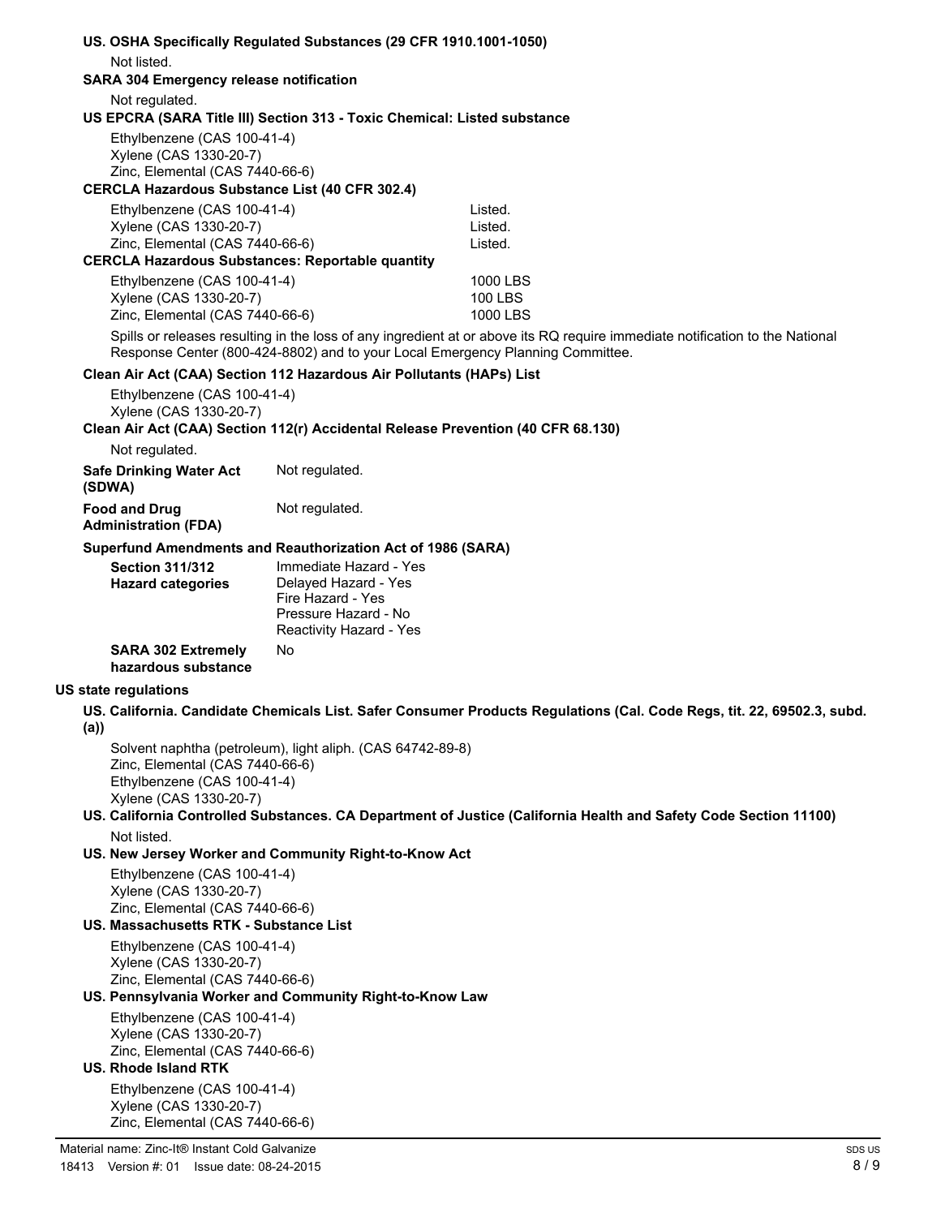**US. OSHA Specifically Regulated Substances (29 CFR 1910.1001-1050)**

Not listed.

**SARA 304 Emergency release notification**

Not regulated.

**US EPCRA (SARA Title III) Section 313 - Toxic Chemical: Listed substance**

Ethylbenzene (CAS 100-41-4)
Xylene (CAS 1330-20-7)
Zinc, Elemental (CAS 7440-66-6)

**CERCLA Hazardous Substance List (40 CFR 302.4)**

| | |
|---|---|
| Ethylbenzene (CAS 100-41-4) | Listed. |
| Xylene (CAS 1330-20-7) | Listed. |
| Zinc, Elemental (CAS 7440-66-6) | Listed. |

**CERCLA Hazardous Substances: Reportable quantity**

| | |
|---|---|
| Ethylbenzene (CAS 100-41-4) | 1000 LBS |
| Xylene (CAS 1330-20-7) | 100 LBS |
| Zinc, Elemental (CAS 7440-66-6) | 1000 LBS |

Spills or releases resulting in the loss of any ingredient at or above its RQ require immediate notification to the National Response Center (800-424-8802) and to your Local Emergency Planning Committee.

**Clean Air Act (CAA) Section 112 Hazardous Air Pollutants (HAPs) List**

Ethylbenzene (CAS 100-41-4)
Xylene (CAS 1330-20-7)

**Clean Air Act (CAA) Section 112(r) Accidental Release Prevention (40 CFR 68.130)**

Not regulated.

**Safe Drinking Water Act (SDWA)** Not regulated.

**Food and Drug Administration (FDA)** Not regulated.

**Superfund Amendments and Reauthorization Act of 1986 (SARA)**

**Section 311/312 Hazard categories**
Immediate Hazard - Yes
Delayed Hazard - Yes
Fire Hazard - Yes
Pressure Hazard - No
Reactivity Hazard - Yes

**SARA 302 Extremely hazardous substance** No

**US state regulations**

**US. California. Candidate Chemicals List. Safer Consumer Products Regulations (Cal. Code Regs, tit. 22, 69502.3, subd. (a))**

Solvent naphtha (petroleum), light aliph. (CAS 64742-89-8)
Zinc, Elemental (CAS 7440-66-6)
Ethylbenzene (CAS 100-41-4)
Xylene (CAS 1330-20-7)

**US. California Controlled Substances. CA Department of Justice (California Health and Safety Code Section 11100)**

Not listed.

**US. New Jersey Worker and Community Right-to-Know Act**

Ethylbenzene (CAS 100-41-4)
Xylene (CAS 1330-20-7)
Zinc, Elemental (CAS 7440-66-6)

**US. Massachusetts RTK - Substance List**

Ethylbenzene (CAS 100-41-4)
Xylene (CAS 1330-20-7)
Zinc, Elemental (CAS 7440-66-6)

**US. Pennsylvania Worker and Community Right-to-Know Law**

Ethylbenzene (CAS 100-41-4)
Xylene (CAS 1330-20-7)
Zinc, Elemental (CAS 7440-66-6)

**US. Rhode Island RTK**

Ethylbenzene (CAS 100-41-4)
Xylene (CAS 1330-20-7)
Zinc, Elemental (CAS 7440-66-6)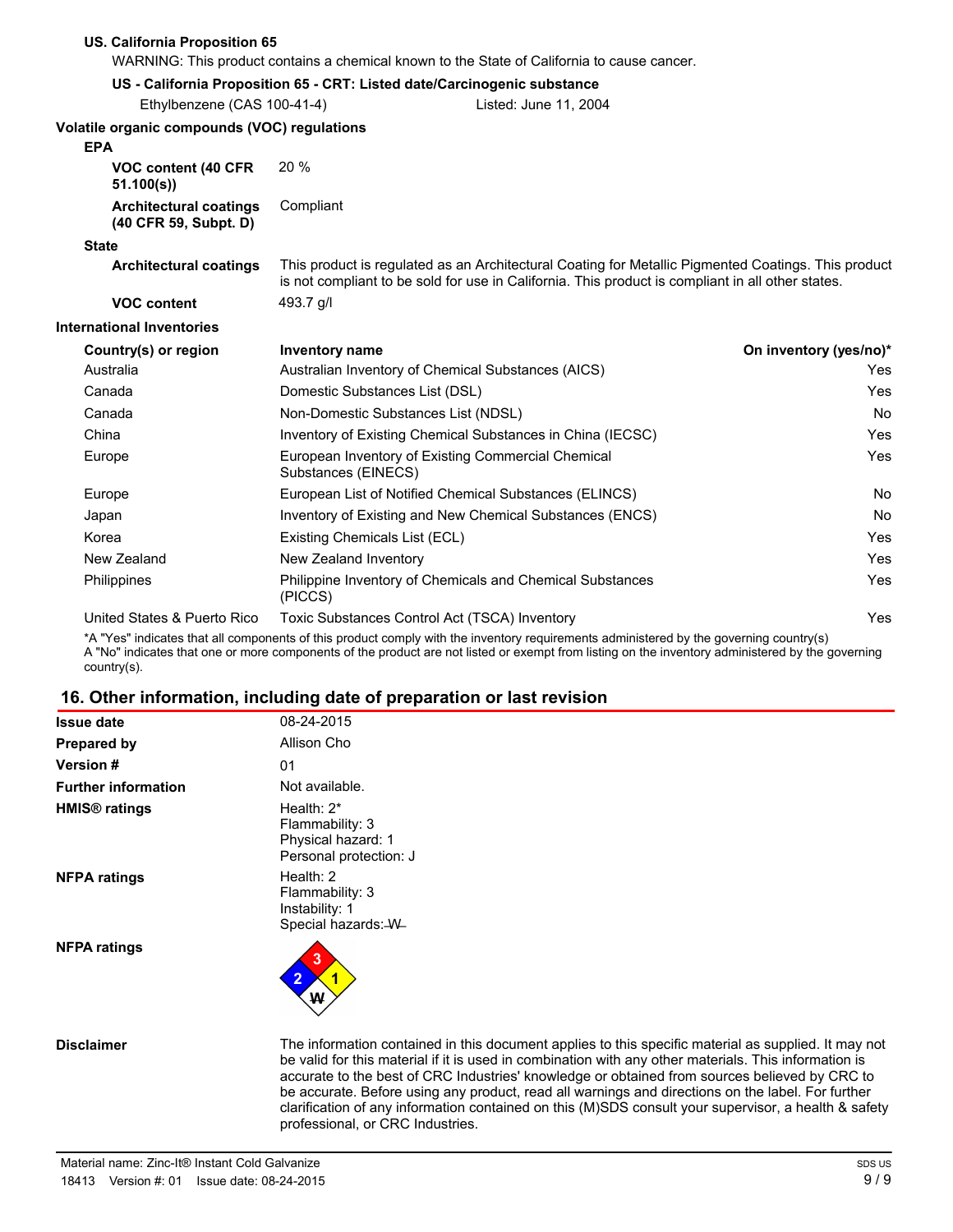**US. California Proposition 65**

WARNING: This product contains a chemical known to the State of California to cause cancer.

**US - California Proposition 65 - CRT: Listed date/Carcinogenic substance**

| | |
|---|---|
| Ethylbenzene (CAS 100-41-4) | Listed: June 11, 2004 |

**Volatile organic compounds (VOC) regulations**

**EPA**

| | |
|---|---|
| **VOC content (40 CFR 51.100(s))** | 20 % |
| **Architectural coatings (40 CFR 59, Subpt. D)** | Compliant |

**State**

| | |
|---|---|
| **Architectural coatings** | This product is regulated as an Architectural Coating for Metallic Pigmented Coatings. This product is not compliant to be sold for use in California. This product is compliant in all other states. |
| **VOC content** | 493.7 g/l |

**International Inventories**

| Country(s) or region | Inventory name | On inventory (yes/no)* |
|---|---|---|
| Australia | Australian Inventory of Chemical Substances (AICS) | Yes |
| Canada | Domestic Substances List (DSL) | Yes |
| Canada | Non-Domestic Substances List (NDSL) | No |
| China | Inventory of Existing Chemical Substances in China (IECSC) | Yes |
| Europe | European Inventory of Existing Commercial Chemical Substances (EINECS) | Yes |
| Europe | European List of Notified Chemical Substances (ELINCS) | No |
| Japan | Inventory of Existing and New Chemical Substances (ENCS) | No |
| Korea | Existing Chemicals List (ECL) | Yes |
| New Zealand | New Zealand Inventory | Yes |
| Philippines | Philippine Inventory of Chemicals and Chemical Substances (PICCS) | Yes |
| United States & Puerto Rico | Toxic Substances Control Act (TSCA) Inventory | Yes |

*A "Yes" indicates that all components of this product comply with the inventory requirements administered by the governing country(s)
A "No" indicates that one or more components of the product are not listed or exempt from listing on the inventory administered by the governing country(s).

## 16. Other information, including date of preparation or last revision

| | |
|---|---|
| **Issue date** | 08-24-2015 |
| **Prepared by** | Allison Cho |
| **Version #** | 01 |
| **Further information** | Not available. |
| **HMIS® ratings** | Health: 2*<br>Flammability: 3<br>Physical hazard: 1<br>Personal protection: J |
| **NFPA ratings** | Health: 2<br>Flammability: 3<br>Instability: 1<br>Special hazards: ~~W~~ |

**NFPA ratings**

3
2 1
~~W~~

**Disclaimer**

The information contained in this document applies to this specific material as supplied. It may not be valid for this material if it is used in combination with any other materials. This information is accurate to the best of CRC Industries' knowledge or obtained from sources believed by CRC to be accurate. Before using any product, read all warnings and directions on the label. For further clarification of any information contained on this (M)SDS consult your supervisor, a health & safety professional, or CRC Industries.